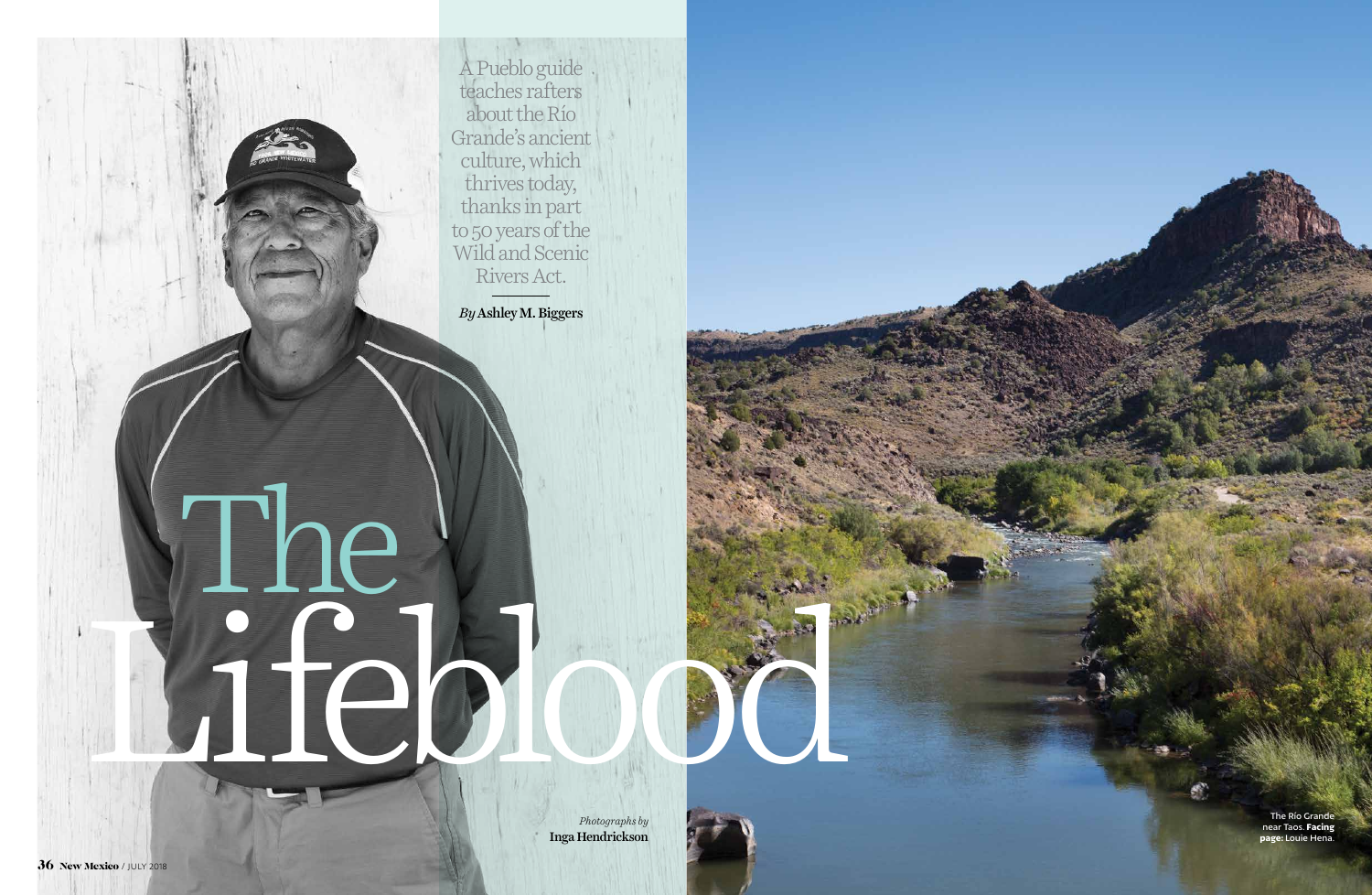# The Lifeblood

A Pueblo guide teaches rafters about the Río Grande's ancient culture, which thrives today, thanks in part to 50 years of the Wild and Scenic Rivers Act.

*By* Ashley M. Biggers

*Photographs by* Inga Hendrickson

The Río Grande near Taos. **Facing page:** Louie Hena.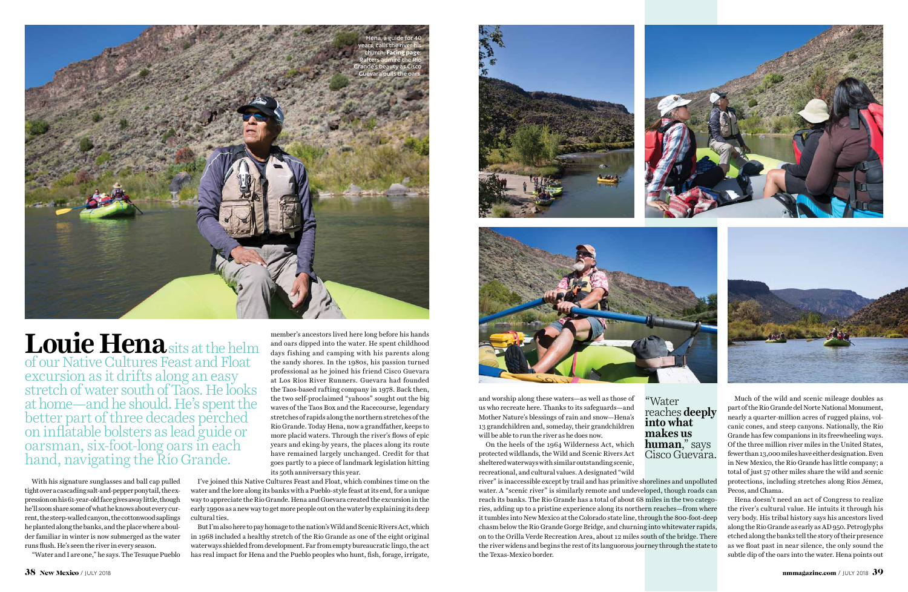Hena, a guide for 40 years, calls the river his church. **Facing page:** Rafters admire the Río Grande's beauty as Cisco Guevara pulls the oars.

# **Louie Hena** sits at the helm of our Native Cultures Feast and Float excursion as it drifts along an easy stretch of water south of Taos. He looks at home—and he should. He's spent the better part of three decades perched on inflatable bolsters as lead guide or oarsman, six-foot-long oars in each hand, navigating the Río Grande.

With his signature sunglasses and ball cap pulled tight over a cascading salt-and-pepper ponytail, the expression on his 61-year-old face gives away little, though he'll soon share some of what he knows about every current, the steep-walled canyon, the cottonwood saplings he planted along the banks, and the place where a boulder familiar in winter is now submerged as the water runs flush. He's seen the river in every season.

"Water and I are one," he says. The Tesuque Pueblo member's ancestors lived here long before his hands and oars dipped into the water. He spent childhood days fishing and camping with his parents along the sandy shores. In the 1980s, his passion turned professional as he joined his friend Cisco Guevara at Los Rios River Runners. Guevara had founded the Taos-based rafting company in 1978. Back then, the two self-proclaimed "yahoos" sought out the big waves of the Taos Box and the Racecourse, legendary stretches of rapids along the northern stretches of the Río Grande. Today Hena, now a grandfather, keeps to more placid waters. Through the river's flows of epic years and eking-by years, the places along its route have remained largely unchanged. Credit for that goes partly to a piece of landmark legislation hitting its 50th anniversary this year.

I've joined this Native Cultures Feast and Float, which combines time on the water and the lore along its banks with a Pueblo-style feast at its end, for a unique way to appreciate the Río Grande. Hena and Guevara created the excursion in the early 1990s as a new way to get more people out on the water by explaining its deep cultural ties.

But I'm also here to pay homage to the nation's Wild and Scenic Rivers Act, which in 1968 included a healthy stretch of the Rio Grande as one of the eight original waterways shielded from development. Far from empty bureaucratic lingo, the act has real impact for Hena and the Pueblo peoples who hunt, fish, forage, irrigate, and worship along these waters—as well as those of us who recreate here. Thanks to its safeguards—and Mother Nature's blessings of rain and snow—Hena's 13 grandchildren and, someday, their grandchildren will be able to run the river as he does now.

> "Water reaches **deeply into what makes us human**," says Cisco Guevara.

On the heels of the 1964 Wilderness Act, which protected wildlands, the Wild and Scenic Rivers Act sheltered waterways with similar outstanding scenic, recreational, and cultural values. A designated "wild river" is inaccessible except by trail and has primitive shorelines and unpolluted water. A "scenic river" is similarly remote and undeveloped, though roads can reach its banks. The Rio Grande has a total of about 68 miles in the two categories, adding up to a pristine experience along its northern reaches—from where it tumbles into New Mexico at the Colorado state line, through the 800-foot-deep chasm below the Río Grande Gorge Bridge, and churning into whitewater rapids, on to the Orilla Verde Recreation Area, about 12 miles south of the bridge. There the river widens and begins the rest of its languorous journey through the state to the Texas-Mexico border.

Much of the wild and scenic mileage doubles as part of the Rio Grande del Norte National Monument, nearly a quarter-million acres of rugged plains, volcanic cones, and steep canyons. Nationally, the Río Grande has few companions in its freewheeling ways. Of the three million river miles in the United States, fewer than 13,000 miles have either designation. Even in New Mexico, the Río Grande has little company; a total of just 57 other miles share the wild and scenic protections, including stretches along Ríos Jémez, Pecos, and Chama.

Hena doesn't need an act of Congress to realize the river's cultural value. He intuits it through his very body. His tribal history says his ancestors lived along the Rio Grande as early as AD 950. Petroglyphs etched along the banks tell the story of their presence as we float past in near silence, the only sound the subtle dip of the oars into the water. Hena points out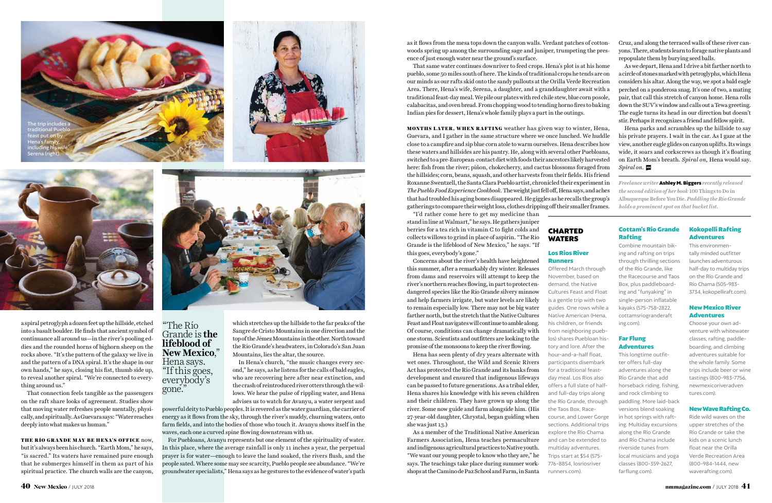The trip includes a traditional Pueblo feast put on by Hena's family, including his wife, Serena (right).

a spiral petroglyph a dozen feet up the hillside, etched into a basalt boulder. He finds that ancient symbol of continuance all around us—in the river's pooling eddies and the rounded horns of bighorn sheep on the rocks above. "It's the pattern of the galaxy we live in and the pattern of a DNA spiral. It's the shape in our own hands," he says, closing his fist, thumb side up, to reveal another spiral. "We're connected to everything around us."

That connection feels tangible as the passengers on the raft share looks of agreement. Studies show that moving water refreshes people mentally, physically, and spiritually. As Guevara says: "Water reaches deeply into what makes us human."

**THE RÍO GRANDE MAY BE HENA'S OFFICE** now, but it's always been his church. "Earth Mom," he says, "is sacred." Its waters have remained pure enough that he submerges himself in them as part of his spiritual practice. The church walls are the canyon, which stretches up the hillside to the far peaks of the Sangre de Cristo Mountains in one direction and the top of the Jémez Mountains in the other. North toward the Río Grande's headwaters, in Colorado's San Juan Mountains, lies the altar, the source.

> "The Río Grande is **the lifeblood of New Mexico**," Hena says. "If this goes, everybody's gone."

In Hena's church, "the music changes every second," he says, as he listens for the calls of bald eagles, who are recovering here after near extinction, and the crash of reintroduced river otters through the willows. We hear the pulse of rippling water, and Hena advises us to watch for Avanyu, a water serpent and powerful deity to Pueblo peoples. It is revered as the water guardian, the carrier of energy as it flows from the sky, through the river's muddy, churning waters, onto farm fields, and into the bodies of those who touch it. Avanyu shows itself in the waves, each one a curved spine flowing downstream with us.

For Puebloans, Avanyu represents but one element of the spirituality of water. In this place, where the average rainfall is only 11 inches a year, the perpetual prayer is for water—enough to leave the land soaked, the rivers flush, and the people sated. Where some may see scarcity, Pueblo people see abundance. "We're groundwater specialists," Hena says as he gestures to the evidence of water's path as it flows from the mesa tops down the canyon walls. Verdant patches of cottonwoods spring up among the surrounding sage and juniper, trumpeting the presence of just enough water near the ground's surface.

That same water continues downriver to feed crops. Hena's plot is at his home pueblo, some 50 miles south of here. The kinds of traditional crops he tends are on our minds as our rafts skid onto the sandy pullouts at the Orilla Verde Recreation Area. There, Hena's wife, Serena, a daughter, and a granddaughter await with a traditional feast-day meal. We pile our plates with red chile stew, blue corn posole, calabacitas, and oven bread. From chopping wood to tending horno fires to baking Indian pies for dessert, Hena's whole family plays a part in the outings.

**MONTHS LATER, WHEN RAFTING** weather has given way to winter, Hena, Guevara, and I gather in the same structure where we once lunched. We huddle close to a campfire and sip blue corn atole to warm ourselves. Hena describes how these waters and hillsides are his pantry. He, along with several other Puebloans, switched to a pre-European-contact diet with foods their ancestors likely harvested here: fish from the river; piñon, chokecherry, and cactus blossoms foraged from the hillsides; corn, beans, squash, and other harvests from their fields. His friend Roxanne Swentzell, the Santa Clara Pueblo artist, chronicled their experiment in *The Pueblo Food Experience Cookbook*. The weight just fell off, Hena says, and aches that had troubled his aging bones disappeared. He giggles as he recalls the group's gatherings to compare their weight loss, clothes dripping off their smaller frames.

"I'd rather come here to get my medicine than stand in line at Walmart," he says. He gathers juniper berries for a tea rich in vitamin C to fight colds and collects willows to grind in place of aspirin. "The Río Grande is the lifeblood of New Mexico," he says. "If this goes, everybody's gone."

Concerns about the river's health have heightened this summer, after a remarkably dry winter. Releases from dams and reservoirs will attempt to keep the river's northern reaches flowing, in part to protect endangered species like the Río Grande silvery minnow and help farmers irrigate, but water levels are likely to remain especially low. There may not be big water farther north, but the stretch that the Native Cultures Feast and Float navigates will continue to amble along. Of course, conditions can change dramatically with one storm. Scientists and outfitters are looking to the promise of the monsoons to keep the river flowing.

Hena has seen plenty of dry years alternate with wet ones. Throughout, the Wild and Scenic Rivers Act has protected the Río Grande and its banks from development and ensured that indigenous lifeways can be passed to future generations. As a tribal elder, Hena shares his knowledge with his seven children and their children. They have grown up along the river. Some now guide and farm alongside him. (His 27-year-old daughter, Chrystal, began guiding when she was just 13.)

As a member of the Traditional Native American Farmers Association, Hena teaches permaculture and indigenous agricultural practices to Native youth. "We want our young people to know who they are," he says. The teachings take place during summer workshops at the Camino de Paz School and Farm, in Santa Cruz, and along the terraced walls of these river canyons. There, students learn to forage native plants and repopulate them by burying seed balls.

As we depart, Hena and I drive a bit farther north to a circle of stones marked with petroglyphs, which Hena considers his altar. Along the way, we spot a bald eagle perched on a ponderosa snag. It's one of two, a mating pair, that call this stretch of canyon home. Hena rolls down the SUV's window and calls out a Tewa greeting. The eagle turns its head in our direction but doesn't stir. Perhaps it recognizes a friend and fellow spirit.

Hena parks and scrambles up the hillside to say his private prayers. I wait in the car. As I gaze at the view, another eagle glides on canyon uplifts. Its wings wide, it soars and corkscrews as though it's floating on Earth Mom's breath. *Spiral on,* Hena would say. *Spiral on.*

*Freelance writer* **Ashley M. Biggers** *recently released the second edition of her book* 100 Things to Do in Albuquerque Before You Die. *Paddling the Río Grande holds a prominent spot on that bucket list.*

## CHARTED WATERS

### Los Rios River Runners

Offered March through November, based on demand, the Native Cultures Feast and Float is a gentle trip with two guides. One rows while a Native American (Hena, his children, or friends from neighboring pueblos) shares Puebloan history and lore. After the hour-and-a-half float, participants disembark for a traditional feast-day meal. Los Rios also offers a full slate of half- and full-day trips along the Río Grande, through the Taos Box, Racecourse, and Lower Gorge sections. Additional trips explore the Río Chama and can be extended to multiday adventures. Trips start at $54 (575-776-8854, losriosriver runners.com).

### Cottam's Rio Grande Rafting

Combine mountain biking and rafting on trips through thrilling sections of the Río Grande, like the Racecourse and Taos Box, plus paddleboarding and "funyaking" in single-person inflatable kayaks (575-758-2822, cottamsriogranderaft ing.com).

### Far Flung Adventures

This longtime outfitter offers full-day adventures along the Río Grande that add horseback riding, fishing, and rock climbing to paddling. More laid-back versions blend soaking in hot springs with rafting. Multiday excursions along the Río Grande and Río Chama include riverside tunes from local musicians and yoga classes (800-359-2627, farflung.com).

### Kokopelli Rafting Adventures

This environmentally minded outfitter launches adventurous half-day to multiday trips on the Río Grande and Río Chama (505-983-3734, kokopelliraft.com).

### New Mexico River Adventures

Choose your own adventure with whitewater classes, rafting, paddleboarding, and climbing adventures suitable for the whole family. Some trips include beer or wine tastings (800-983-7756, newmexicoriveradven tures.com).

### New Wave Rafting Co.

Ride wild waves on the upper stretches of the Río Grande or take the kids on a scenic lunch float near the Orilla Verde Recreation Area (800-984-1444, new waverafting.com).